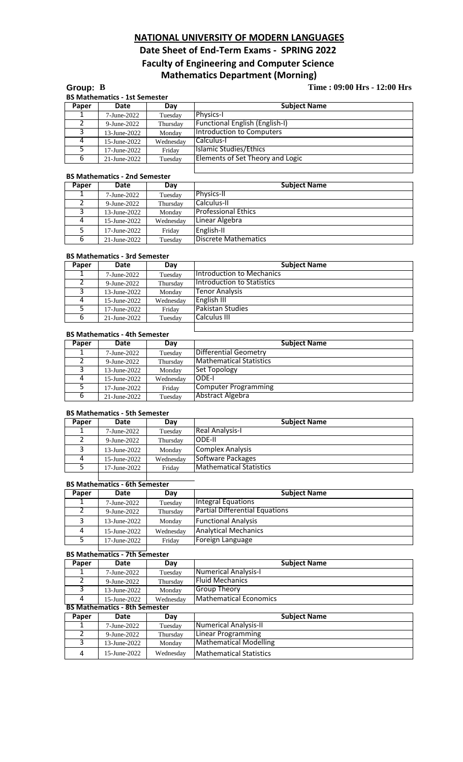# NATIONAL UNIVERSITY OF MODERN LANGUAGES

## Date Sheet of End-Term Exams - SPRING 2022

## Faculty of Engineering and Computer Science

## Mathematics Department (Morning)

**Group: B** **Time : 09:00 Hrs - 12:00 Hrs**

### BS Mathematics - 1st Semester

| Paper | Date | Day | Subject Name |
|---|---|---|---|
| 1 | 7-June-2022 | Tuesday | Physics-I |
| 2 | 9-June-2022 | Thursday | Functional English (English-I) |
| 3 | 13-June-2022 | Monday | Introduction to Computers |
| 4 | 15-June-2022 | Wednesday | Calculus-I |
| 5 | 17-June-2022 | Friday | Islamic Studies/Ethics |
| 6 | 21-June-2022 | Tuesday | Elements of Set Theory and Logic |

### BS Mathematics - 2nd Semester

| Paper | Date | Day | Subject Name |
|---|---|---|---|
| 1 | 7-June-2022 | Tuesday | Physics-II |
| 2 | 9-June-2022 | Thursday | Calculus-II |
| 3 | 13-June-2022 | Monday | Professional Ethics |
| 4 | 15-June-2022 | Wednesday | Linear Algebra |
| 5 | 17-June-2022 | Friday | English-II |
| 6 | 21-June-2022 | Tuesday | Discrete Mathematics |

### BS Mathematics - 3rd Semester

| Paper | Date | Day | Subject Name |
|---|---|---|---|
| 1 | 7-June-2022 | Tuesday | Introduction to Mechanics |
| 2 | 9-June-2022 | Thursday | Introduction to Statistics |
| 3 | 13-June-2022 | Monday | Tenor Analysis |
| 4 | 15-June-2022 | Wednesday | English III |
| 5 | 17-June-2022 | Friday | Pakistan Studies |
| 6 | 21-June-2022 | Tuesday | Calculus III |

### BS Mathematics - 4th Semester

| Paper | Date | Day | Subject Name |
|---|---|---|---|
| 1 | 7-June-2022 | Tuesday | Differential Geometry |
| 2 | 9-June-2022 | Thursday | Mathematical Statistics |
| 3 | 13-June-2022 | Monday | Set Topology |
| 4 | 15-June-2022 | Wednesday | ODE-I |
| 5 | 17-June-2022 | Friday | Computer Programming |
| 6 | 21-June-2022 | Tuesday | Abstract Algebra |

### BS Mathematics - 5th Semester

| Paper | Date | Day | Subject Name |
|---|---|---|---|
| 1 | 7-June-2022 | Tuesday | Real Analysis-I |
| 2 | 9-June-2022 | Thursday | ODE-II |
| 3 | 13-June-2022 | Monday | Complex Analysis |
| 4 | 15-June-2022 | Wednesday | Software Packages |
| 5 | 17-June-2022 | Friday | Mathematical Statistics |

### BS Mathematics - 6th Semester

| Paper | Date | Day | Subject Name |
|---|---|---|---|
| 1 | 7-June-2022 | Tuesday | Integral Equations |
| 2 | 9-June-2022 | Thursday | Partial Differential Equations |
| 3 | 13-June-2022 | Monday | Functional Analysis |
| 4 | 15-June-2022 | Wednesday | Analytical Mechanics |
| 5 | 17-June-2022 | Friday | Foreign Language |

### BS Mathematics - 7th Semester

| Paper | Date | Day | Subject Name |
|---|---|---|---|
| 1 | 7-June-2022 | Tuesday | Numerical Analysis-I |
| 2 | 9-June-2022 | Thursday | Fluid Mechanics |
| 3 | 13-June-2022 | Monday | Group Theory |
| 4 | 15-June-2022 | Wednesday | Mathematical Economics |

### BS Mathematics - 8th Semester

| Paper | Date | Day | Subject Name |
|---|---|---|---|
| 1 | 7-June-2022 | Tuesday | Numerical Analysis-II |
| 2 | 9-June-2022 | Thursday | Linear Programming |
| 3 | 13-June-2022 | Monday | Mathematical Modelling |
| 4 | 15-June-2022 | Wednesday | Mathematical Statistics |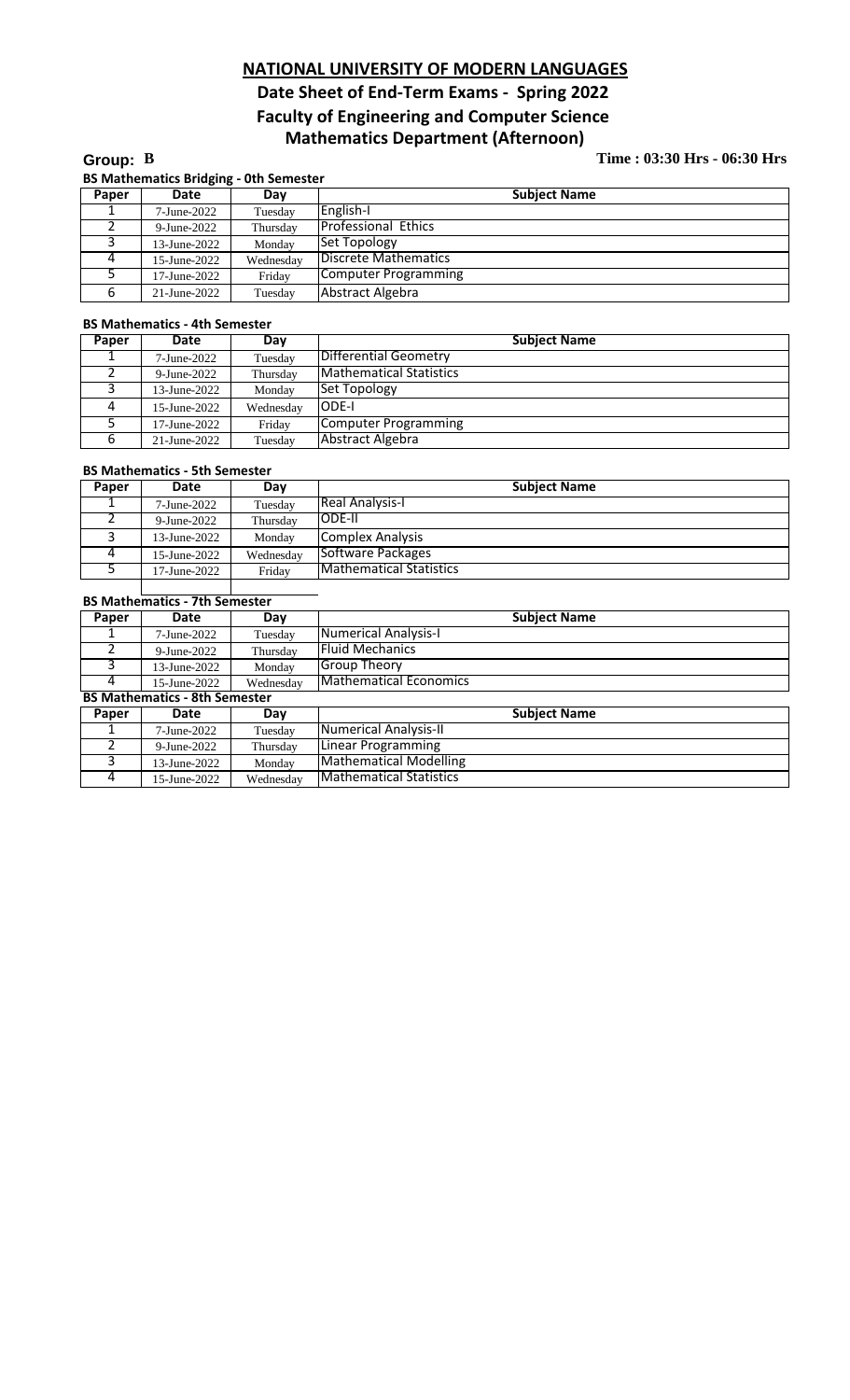# NATIONAL UNIVERSITY OF MODERN LANGUAGES

## Date Sheet of End-Term Exams - Spring 2022

## Faculty of Engineering and Computer Science

## Mathematics Department (Afternoon)

**Group: B** **Time : 03:30 Hrs - 06:30 Hrs**

### BS Mathematics Bridging - 0th Semester

| Paper | Date | Day | Subject Name |
|---|---|---|---|
| 1 | 7-June-2022 | Tuesday | English-I |
| 2 | 9-June-2022 | Thursday | Professional Ethics |
| 3 | 13-June-2022 | Monday | Set Topology |
| 4 | 15-June-2022 | Wednesday | Discrete Mathematics |
| 5 | 17-June-2022 | Friday | Computer Programming |
| 6 | 21-June-2022 | Tuesday | Abstract Algebra |

### BS Mathematics - 4th Semester

| Paper | Date | Day | Subject Name |
|---|---|---|---|
| 1 | 7-June-2022 | Tuesday | Differential Geometry |
| 2 | 9-June-2022 | Thursday | Mathematical Statistics |
| 3 | 13-June-2022 | Monday | Set Topology |
| 4 | 15-June-2022 | Wednesday | ODE-I |
| 5 | 17-June-2022 | Friday | Computer Programming |
| 6 | 21-June-2022 | Tuesday | Abstract Algebra |

### BS Mathematics - 5th Semester

| Paper | Date | Day | Subject Name |
|---|---|---|---|
| 1 | 7-June-2022 | Tuesday | Real Analysis-I |
| 2 | 9-June-2022 | Thursday | ODE-II |
| 3 | 13-June-2022 | Monday | Complex Analysis |
| 4 | 15-June-2022 | Wednesday | Software Packages |
| 5 | 17-June-2022 | Friday | Mathematical Statistics |

### BS Mathematics - 7th Semester

| Paper | Date | Day | Subject Name |
|---|---|---|---|
| 1 | 7-June-2022 | Tuesday | Numerical Analysis-I |
| 2 | 9-June-2022 | Thursday | Fluid Mechanics |
| 3 | 13-June-2022 | Monday | Group Theory |
| 4 | 15-June-2022 | Wednesday | Mathematical Economics |

### BS Mathematics - 8th Semester

| Paper | Date | Day | Subject Name |
|---|---|---|---|
| 1 | 7-June-2022 | Tuesday | Numerical Analysis-II |
| 2 | 9-June-2022 | Thursday | Linear Programming |
| 3 | 13-June-2022 | Monday | Mathematical Modelling |
| 4 | 15-June-2022 | Wednesday | Mathematical Statistics |